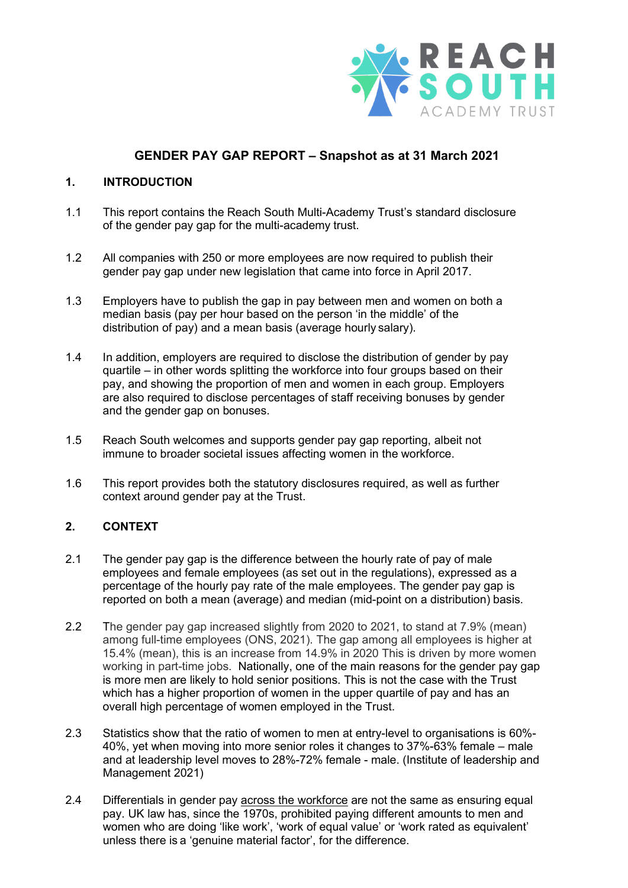## GENDER PAY GAP REPORT – Snapshot as at 31 March 2021

### 1. INTRODUCTION

1.1 This report contains the Reach South Multi-Academy Trust's standard disclosure of the gender pay gap for the multi-academy trust.

1.2 All companies with 250 or more employees are now required to publish their gender pay gap under new legislation that came into force in April 2017.

1.3 Employers have to publish the gap in pay between men and women on both a median basis (pay per hour based on the person 'in the middle' of the distribution of pay) and a mean basis (average hourly salary).

1.4 In addition, employers are required to disclose the distribution of gender by pay quartile – in other words splitting the workforce into four groups based on their pay, and showing the proportion of men and women in each group. Employers are also required to disclose percentages of staff receiving bonuses by gender and the gender gap on bonuses.

1.5 Reach South welcomes and supports gender pay gap reporting, albeit not immune to broader societal issues affecting women in the workforce.

1.6 This report provides both the statutory disclosures required, as well as further context around gender pay at the Trust.

### 2. CONTEXT

2.1 The gender pay gap is the difference between the hourly rate of pay of male employees and female employees (as set out in the regulations), expressed as a percentage of the hourly pay rate of the male employees. The gender pay gap is reported on both a mean (average) and median (mid-point on a distribution) basis.

2.2 The gender pay gap increased slightly from 2020 to 2021, to stand at 7.9% (mean) among full-time employees (ONS, 2021). The gap among all employees is higher at 15.4% (mean), this is an increase from 14.9% in 2020 This is driven by more women working in part-time jobs. Nationally, one of the main reasons for the gender pay gap is more men are likely to hold senior positions. This is not the case with the Trust which has a higher proportion of women in the upper quartile of pay and has an overall high percentage of women employed in the Trust.

2.3 Statistics show that the ratio of women to men at entry-level to organisations is 60%-40%, yet when moving into more senior roles it changes to 37%-63% female – male and at leadership level moves to 28%-72% female - male. (Institute of leadership and Management 2021)

2.4 Differentials in gender pay across the workforce are not the same as ensuring equal pay. UK law has, since the 1970s, prohibited paying different amounts to men and women who are doing 'like work', 'work of equal value' or 'work rated as equivalent' unless there is a 'genuine material factor', for the difference.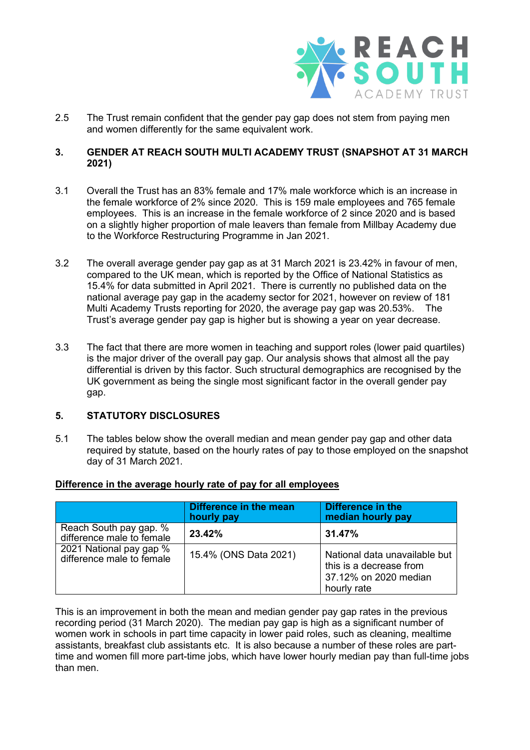2.5 The Trust remain confident that the gender pay gap does not stem from paying men and women differently for the same equivalent work.

## 3. GENDER AT REACH SOUTH MULTI ACADEMY TRUST (SNAPSHOT AT 31 MARCH 2021)

3.1 Overall the Trust has an 83% female and 17% male workforce which is an increase in the female workforce of 2% since 2020. This is 159 male employees and 765 female employees. This is an increase in the female workforce of 2 since 2020 and is based on a slightly higher proportion of male leavers than female from Millbay Academy due to the Workforce Restructuring Programme in Jan 2021.

3.2 The overall average gender pay gap as at 31 March 2021 is 23.42% in favour of men, compared to the UK mean, which is reported by the Office of National Statistics as 15.4% for data submitted in April 2021. There is currently no published data on the national average pay gap in the academy sector for 2021, however on review of 181 Multi Academy Trusts reporting for 2020, the average pay gap was 20.53%. The Trust's average gender pay gap is higher but is showing a year on year decrease.

3.3 The fact that there are more women in teaching and support roles (lower paid quartiles) is the major driver of the overall pay gap. Our analysis shows that almost all the pay differential is driven by this factor. Such structural demographics are recognised by the UK government as being the single most significant factor in the overall gender pay gap.

## 5. STATUTORY DISCLOSURES

5.1 The tables below show the overall median and mean gender pay gap and other data required by statute, based on the hourly rates of pay to those employed on the snapshot day of 31 March 2021.

**Difference in the average hourly rate of pay for all employees**

| | Difference in the mean hourly pay | Difference in the median hourly pay |
|---|---|---|
| Reach South pay gap. % difference male to female | **23.42%** | **31.47%** |
| 2021 National pay gap % difference male to female | 15.4% (ONS Data 2021) | National data unavailable but this is a decrease from 37.12% on 2020 median hourly rate |

This is an improvement in both the mean and median gender pay gap rates in the previous recording period (31 March 2020). The median pay gap is high as a significant number of women work in schools in part time capacity in lower paid roles, such as cleaning, mealtime assistants, breakfast club assistants etc. It is also because a number of these roles are part-time and women fill more part-time jobs, which have lower hourly median pay than full-time jobs than men.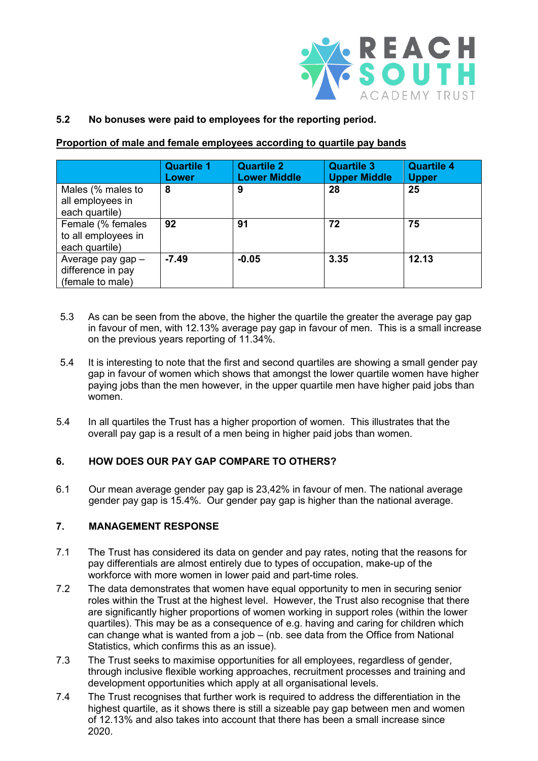**5.2 No bonuses were paid to employees for the reporting period.**

**Proportion of male and female employees according to quartile pay bands**

| | Quartile 1 Lower | Quartile 2 Lower Middle | Quartile 3 Upper Middle | Quartile 4 Upper |
|---|---|---|---|---|
| Males (% males to all employees in each quartile) | **8** | **9** | **28** | **25** |
| Female (% females to all employees in each quartile) | **92** | **91** | **72** | **75** |
| Average pay gap – difference in pay (female to male) | **-7.49** | **-0.05** | **3.35** | **12.13** |

5.3 As can be seen from the above, the higher the quartile the greater the average pay gap in favour of men, with 12.13% average pay gap in favour of men. This is a small increase on the previous years reporting of 11.34%.

5.4 It is interesting to note that the first and second quartiles are showing a small gender pay gap in favour of women which shows that amongst the lower quartile women have higher paying jobs than the men however, in the upper quartile men have higher paid jobs than women.

5.4 In all quartiles the Trust has a higher proportion of women. This illustrates that the overall pay gap is a result of a men being in higher paid jobs than women.

## 6. HOW DOES OUR PAY GAP COMPARE TO OTHERS?

6.1 Our mean average gender pay gap is 23,42% in favour of men. The national average gender pay gap is 15.4%. Our gender pay gap is higher than the national average.

## 7. MANAGEMENT RESPONSE

7.1 The Trust has considered its data on gender and pay rates, noting that the reasons for pay differentials are almost entirely due to types of occupation, make-up of the workforce with more women in lower paid and part-time roles.

7.2 The data demonstrates that women have equal opportunity to men in securing senior roles within the Trust at the highest level. However, the Trust also recognise that there are significantly higher proportions of women working in support roles (within the lower quartiles). This may be as a consequence of e.g. having and caring for children which can change what is wanted from a job – (nb. see data from the Office from National Statistics, which confirms this as an issue).

7.3 The Trust seeks to maximise opportunities for all employees, regardless of gender, through inclusive flexible working approaches, recruitment processes and training and development opportunities which apply at all organisational levels.

7.4 The Trust recognises that further work is required to address the differentiation in the highest quartile, as it shows there is still a sizeable pay gap between men and women of 12.13% and also takes into account that there has been a small increase since 2020.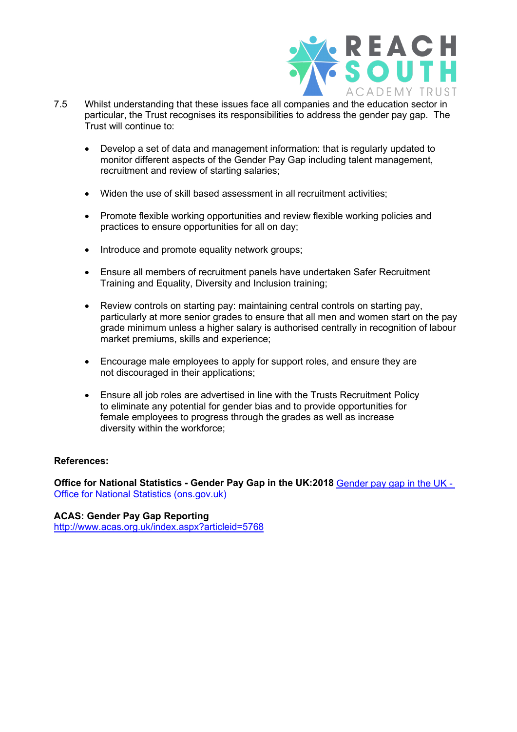7.5 Whilst understanding that these issues face all companies and the education sector in particular, the Trust recognises its responsibilities to address the gender pay gap. The Trust will continue to:

- Develop a set of data and management information: that is regularly updated to monitor different aspects of the Gender Pay Gap including talent management, recruitment and review of starting salaries;
- Widen the use of skill based assessment in all recruitment activities;
- Promote flexible working opportunities and review flexible working policies and practices to ensure opportunities for all on day;
- Introduce and promote equality network groups;
- Ensure all members of recruitment panels have undertaken Safer Recruitment Training and Equality, Diversity and Inclusion training;
- Review controls on starting pay: maintaining central controls on starting pay, particularly at more senior grades to ensure that all men and women start on the pay grade minimum unless a higher salary is authorised centrally in recognition of labour market premiums, skills and experience;
- Encourage male employees to apply for support roles, and ensure they are not discouraged in their applications;
- Ensure all job roles are advertised in line with the Trusts Recruitment Policy to eliminate any potential for gender bias and to provide opportunities for female employees to progress through the grades as well as increase diversity within the workforce;

**References:**

**Office for National Statistics - Gender Pay Gap in the UK:2018** [Gender pay gap in the UK - Office for National Statistics (ons.gov.uk)]

**ACAS: Gender Pay Gap Reporting**
http://www.acas.org.uk/index.aspx?articleid=5768